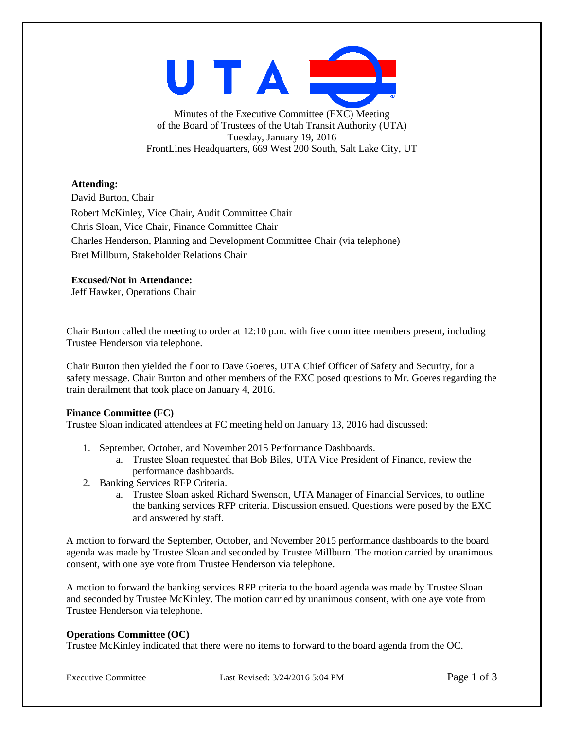Minutes of the Executive Committee (EXC) Meeting
of the Board of Trustees of the Utah Transit Authority (UTA)
Tuesday, January 19, 2016
FrontLines Headquarters, 669 West 200 South, Salt Lake City, UT

**Attending:**

David Burton, Chair
Robert McKinley, Vice Chair, Audit Committee Chair
Chris Sloan, Vice Chair, Finance Committee Chair
Charles Henderson, Planning and Development Committee Chair (via telephone)
Bret Millburn, Stakeholder Relations Chair

**Excused/Not in Attendance:**

Jeff Hawker, Operations Chair

Chair Burton called the meeting to order at 12:10 p.m. with five committee members present, including Trustee Henderson via telephone.

Chair Burton then yielded the floor to Dave Goeres, UTA Chief Officer of Safety and Security, for a safety message. Chair Burton and other members of the EXC posed questions to Mr. Goeres regarding the train derailment that took place on January 4, 2016.

**Finance Committee (FC)**

Trustee Sloan indicated attendees at FC meeting held on January 13, 2016 had discussed:

1. September, October, and November 2015 Performance Dashboards.
    a. Trustee Sloan requested that Bob Biles, UTA Vice President of Finance, review the performance dashboards.
2. Banking Services RFP Criteria.
    a. Trustee Sloan asked Richard Swenson, UTA Manager of Financial Services, to outline the banking services RFP criteria. Discussion ensued. Questions were posed by the EXC and answered by staff.

A motion to forward the September, October, and November 2015 performance dashboards to the board agenda was made by Trustee Sloan and seconded by Trustee Millburn. The motion carried by unanimous consent, with one aye vote from Trustee Henderson via telephone.

A motion to forward the banking services RFP criteria to the board agenda was made by Trustee Sloan and seconded by Trustee McKinley. The motion carried by unanimous consent, with one aye vote from Trustee Henderson via telephone.

**Operations Committee (OC)**

Trustee McKinley indicated that there were no items to forward to the board agenda from the OC.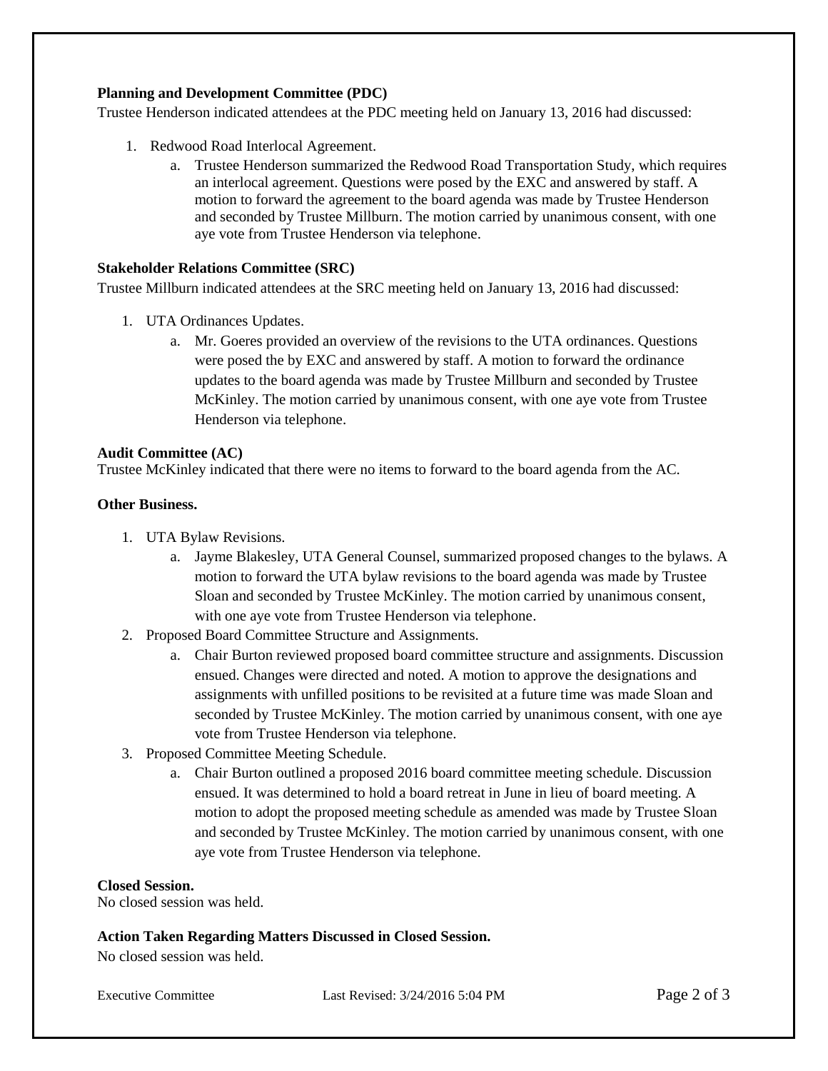**Planning and Development Committee (PDC)**

Trustee Henderson indicated attendees at the PDC meeting held on January 13, 2016 had discussed:

1. Redwood Road Interlocal Agreement.
   a. Trustee Henderson summarized the Redwood Road Transportation Study, which requires an interlocal agreement. Questions were posed by the EXC and answered by staff. A motion to forward the agreement to the board agenda was made by Trustee Henderson and seconded by Trustee Millburn. The motion carried by unanimous consent, with one aye vote from Trustee Henderson via telephone.

**Stakeholder Relations Committee (SRC)**

Trustee Millburn indicated attendees at the SRC meeting held on January 13, 2016 had discussed:

1. UTA Ordinances Updates.
   a. Mr. Goeres provided an overview of the revisions to the UTA ordinances. Questions were posed the by EXC and answered by staff. A motion to forward the ordinance updates to the board agenda was made by Trustee Millburn and seconded by Trustee McKinley. The motion carried by unanimous consent, with one aye vote from Trustee Henderson via telephone.

**Audit Committee (AC)**

Trustee McKinley indicated that there were no items to forward to the board agenda from the AC.

**Other Business.**

1. UTA Bylaw Revisions.
   a. Jayme Blakesley, UTA General Counsel, summarized proposed changes to the bylaws. A motion to forward the UTA bylaw revisions to the board agenda was made by Trustee Sloan and seconded by Trustee McKinley. The motion carried by unanimous consent, with one aye vote from Trustee Henderson via telephone.
2. Proposed Board Committee Structure and Assignments.
   a. Chair Burton reviewed proposed board committee structure and assignments. Discussion ensued. Changes were directed and noted. A motion to approve the designations and assignments with unfilled positions to be revisited at a future time was made Sloan and seconded by Trustee McKinley. The motion carried by unanimous consent, with one aye vote from Trustee Henderson via telephone.
3. Proposed Committee Meeting Schedule.
   a. Chair Burton outlined a proposed 2016 board committee meeting schedule. Discussion ensued. It was determined to hold a board retreat in June in lieu of board meeting. A motion to adopt the proposed meeting schedule as amended was made by Trustee Sloan and seconded by Trustee McKinley. The motion carried by unanimous consent, with one aye vote from Trustee Henderson via telephone.

**Closed Session.**

No closed session was held.

**Action Taken Regarding Matters Discussed in Closed Session.**

No closed session was held.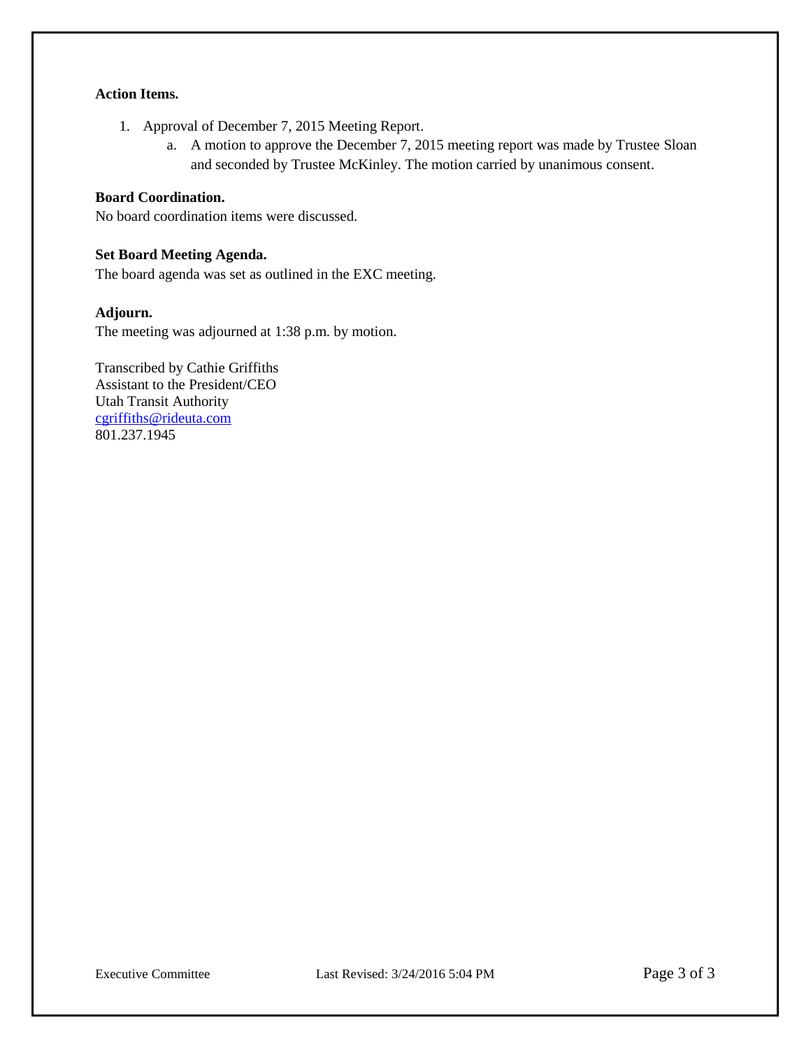**Action Items.**

1. Approval of December 7, 2015 Meeting Report.
   a. A motion to approve the December 7, 2015 meeting report was made by Trustee Sloan and seconded by Trustee McKinley. The motion carried by unanimous consent.

**Board Coordination.**
No board coordination items were discussed.

**Set Board Meeting Agenda.**
The board agenda was set as outlined in the EXC meeting.

**Adjourn.**
The meeting was adjourned at 1:38 p.m. by motion.

Transcribed by Cathie Griffiths
Assistant to the President/CEO
Utah Transit Authority
cgriffiths@rideuta.com
801.237.1945